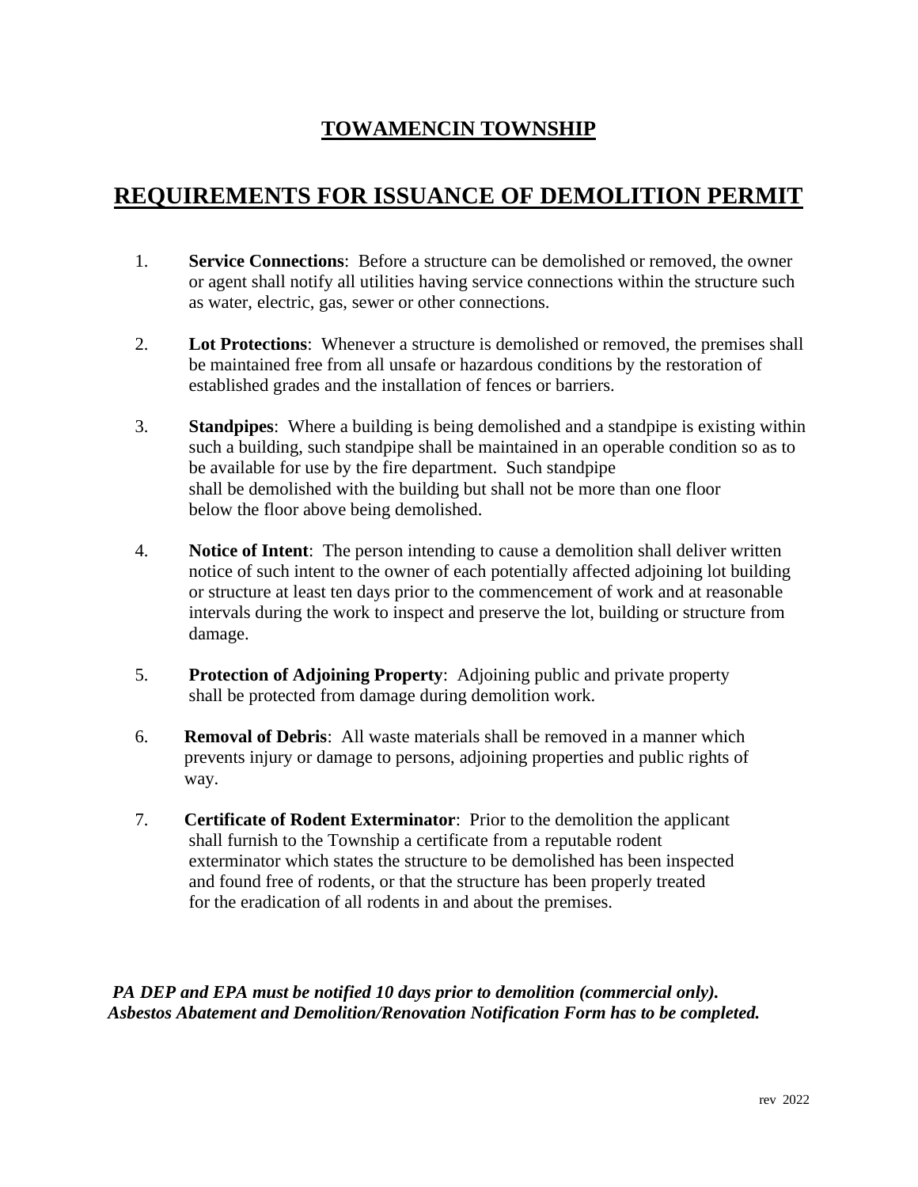# TOWAMENCIN TOWNSHIP

## REQUIREMENTS FOR ISSUANCE OF DEMOLITION PERMIT

1. **Service Connections**: Before a structure can be demolished or removed, the owner or agent shall notify all utilities having service connections within the structure such as water, electric, gas, sewer or other connections.

2. **Lot Protections**: Whenever a structure is demolished or removed, the premises shall be maintained free from all unsafe or hazardous conditions by the restoration of established grades and the installation of fences or barriers.

3. **Standpipes**: Where a building is being demolished and a standpipe is existing within such a building, such standpipe shall be maintained in an operable condition so as to be available for use by the fire department. Such standpipe shall be demolished with the building but shall not be more than one floor below the floor above being demolished.

4. **Notice of Intent**: The person intending to cause a demolition shall deliver written notice of such intent to the owner of each potentially affected adjoining lot building or structure at least ten days prior to the commencement of work and at reasonable intervals during the work to inspect and preserve the lot, building or structure from damage.

5. **Protection of Adjoining Property**: Adjoining public and private property shall be protected from damage during demolition work.

6. **Removal of Debris**: All waste materials shall be removed in a manner which prevents injury or damage to persons, adjoining properties and public rights of way.

7. **Certificate of Rodent Exterminator**: Prior to the demolition the applicant shall furnish to the Township a certificate from a reputable rodent exterminator which states the structure to be demolished has been inspected and found free of rodents, or that the structure has been properly treated for the eradication of all rodents in and about the premises.

***PA DEP and EPA must be notified 10 days prior to demolition (commercial only).***
***Asbestos Abatement and Demolition/Renovation Notification Form has to be completed.***

rev 2022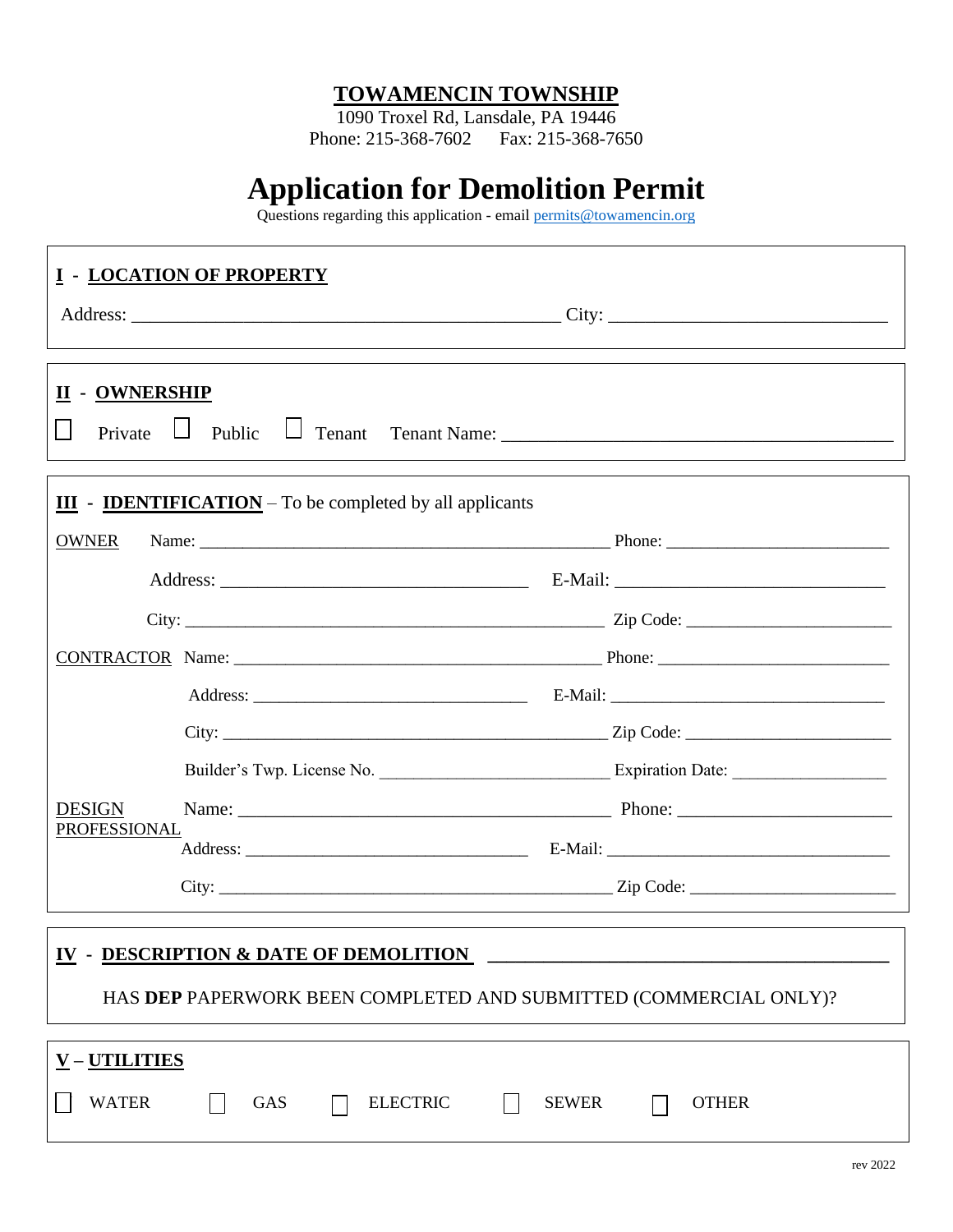# TOWAMENCIN TOWNSHIP

1090 Troxel Rd, Lansdale, PA 19446
Phone: 215-368-7602    Fax: 215-368-7650

# Application for Demolition Permit

Questions regarding this application - email permits@towamencin.org

## I - LOCATION OF PROPERTY

Address: _______________________________________________ City: ______________________________

## II - OWNERSHIP

☐ Private ☐ Public ☐ Tenant Tenant Name: ___________________________________________

## III - IDENTIFICATION – To be completed by all applicants

OWNER Name: _____________________________________________ Phone: ________________________

Address: __________________________________ E-Mail: ______________________________

City: ______________________________________________ Zip Code: ______________________

CONTRACTOR Name: _______________________________________ Phone: _________________________

Address: ______________________________ E-Mail: _______________________________

City: __________________________________________ Zip Code: ______________________

Builder's Twp. License No. __________________________ Expiration Date: _________________

DESIGN PROFESSIONAL Name: ________________________________________ Phone: ______________________

Address: _______________________________ E-Mail: ________________________________

City: ____________________________________________ Zip Code: ______________________

## IV - DESCRIPTION & DATE OF DEMOLITION ___________________________________________

HAS **DEP** PAPERWORK BEEN COMPLETED AND SUBMITTED (COMMERCIAL ONLY)?

## V – UTILITIES

☐ WATER ☐ GAS ☐ ELECTRIC ☐ SEWER ☐ OTHER

rev 2022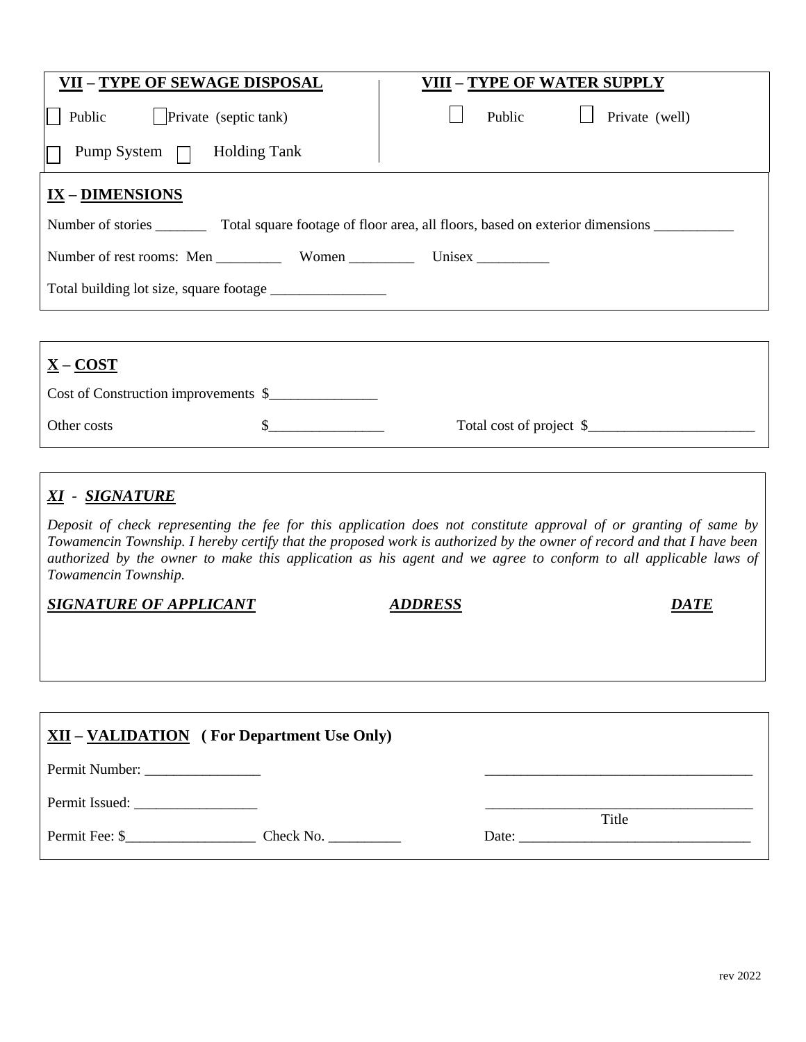## VII – TYPE OF SEWAGE DISPOSAL

☐ Public ☐ Private (septic tank)

☐ Pump System ☐ Holding Tank

## VIII – TYPE OF WATER SUPPLY

☐ Public ☐ Private (well)

## IX – DIMENSIONS

Number of stories _______ Total square footage of floor area, all floors, based on exterior dimensions ___________

Number of rest rooms: Men _________ Women _________ Unisex __________

Total building lot size, square footage ________________

## X – COST

Cost of Construction improvements $_______________

Other costs $________________ Total cost of project $________________________

## *XI - SIGNATURE*

*Deposit of check representing the fee for this application does not constitute approval of or granting of same by Towamencin Township. I hereby certify that the proposed work is authorized by the owner of record and that I have been authorized by the owner to make this application as his agent and we agree to conform to all applicable laws of Towamencin Township.*

***SIGNATURE OF APPLICANT*** ***ADDRESS*** ***DATE***

## XII – VALIDATION (For Department Use Only)

Permit Number: ________________ _____________________________________

Permit Issued: _________________ _____________________________________

Title

Permit Fee: $__________________ Check No. __________ Date: ________________________________

rev 2022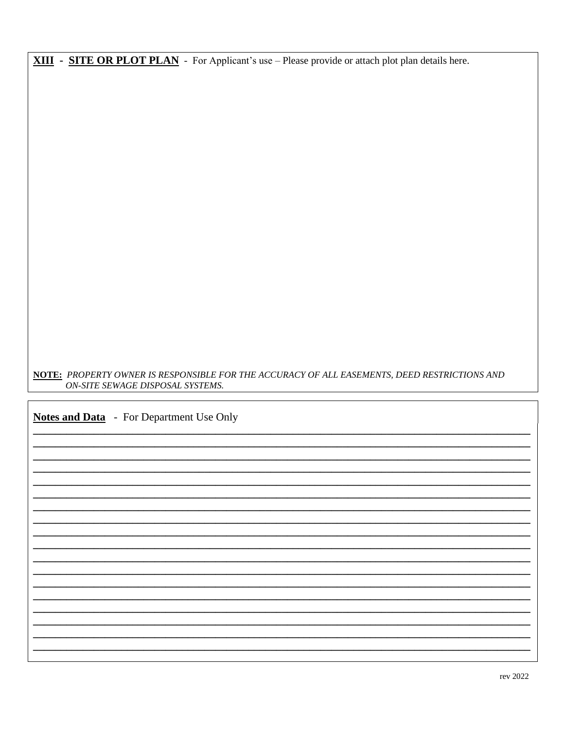**XIII - SITE OR PLOT PLAN** - For Applicant's use – Please provide or attach plot plan details here.

**NOTE:** *PROPERTY OWNER IS RESPONSIBLE FOR THE ACCURACY OF ALL EASEMENTS, DEED RESTRICTIONS AND ON-SITE SEWAGE DISPOSAL SYSTEMS.*

**Notes and Data** - For Department Use Only

_______________________________________________________________________________
_______________________________________________________________________________
_______________________________________________________________________________
_______________________________________________________________________________
_______________________________________________________________________________
_______________________________________________________________________________
_______________________________________________________________________________
_______________________________________________________________________________
_______________________________________________________________________________
_______________________________________________________________________________
_______________________________________________________________________________
_______________________________________________________________________________
_______________________________________________________________________________
_______________________________________________________________________________
_______________________________________________________________________________
_______________________________________________________________________________
_______________________________________________________________________________
_______________________________________________________________________________

rev 2022